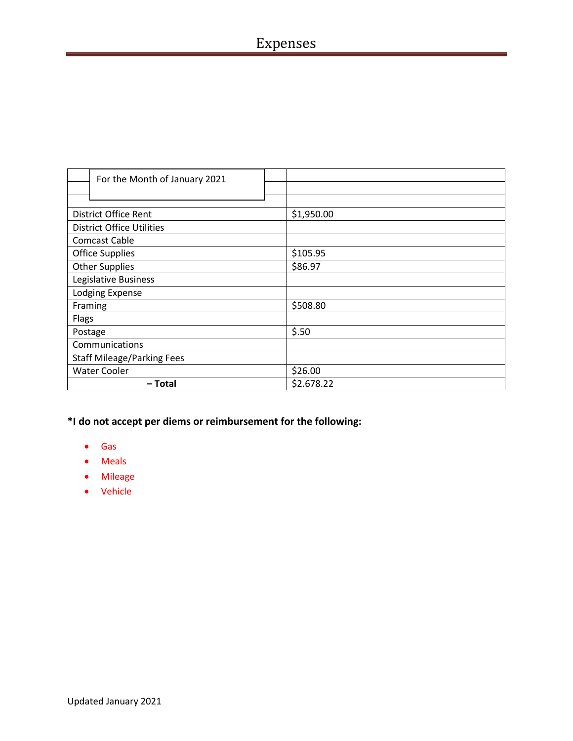# Expenses

| For the Month of January 2021 | |
|---|---|
| District Office Rent | $1,950.00 |
| District Office Utilities | |
| Comcast Cable | |
| Office Supplies | $105.95 |
| Other Supplies | $86.97 |
| Legislative Business | |
| Lodging Expense | |
| Framing | $508.80 |
| Flags | |
| Postage | $.50 |
| Communications | |
| Staff Mileage/Parking Fees | |
| Water Cooler | $26.00 |
| **– Total** | $2.678.22 |

**\*I do not accept per diems or reimbursement for the following:**

- Gas
- Meals
- Mileage
- Vehicle

Updated January 2021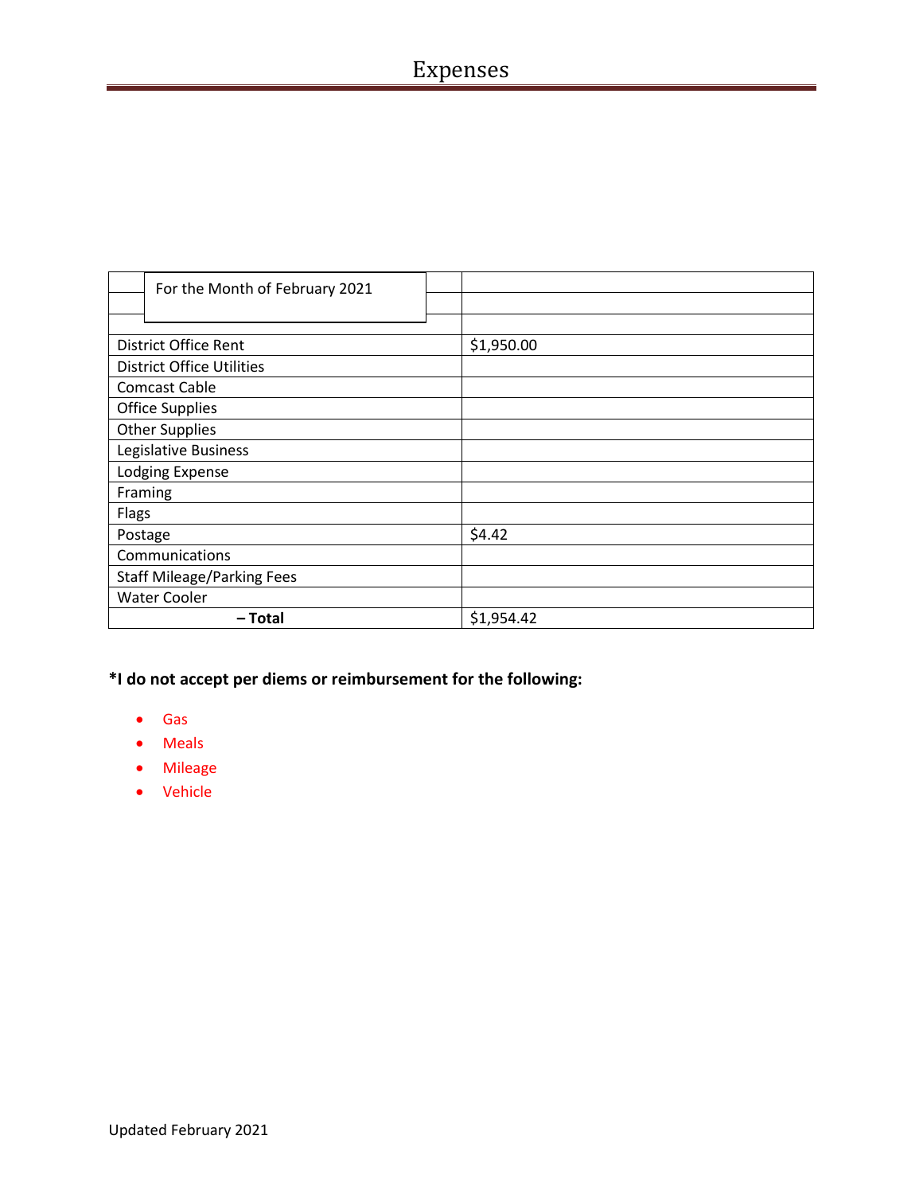# Expenses

| For the Month of February 2021 | |
|---|---|
| District Office Rent | $1,950.00 |
| District Office Utilities | |
| Comcast Cable | |
| Office Supplies | |
| Other Supplies | |
| Legislative Business | |
| Lodging Expense | |
| Framing | |
| Flags | |
| Postage | $4.42 |
| Communications | |
| Staff Mileage/Parking Fees | |
| Water Cooler | |
| **– Total** | $1,954.42 |

**\*I do not accept per diems or reimbursement for the following:**

- Gas
- Meals
- Mileage
- Vehicle

Updated February 2021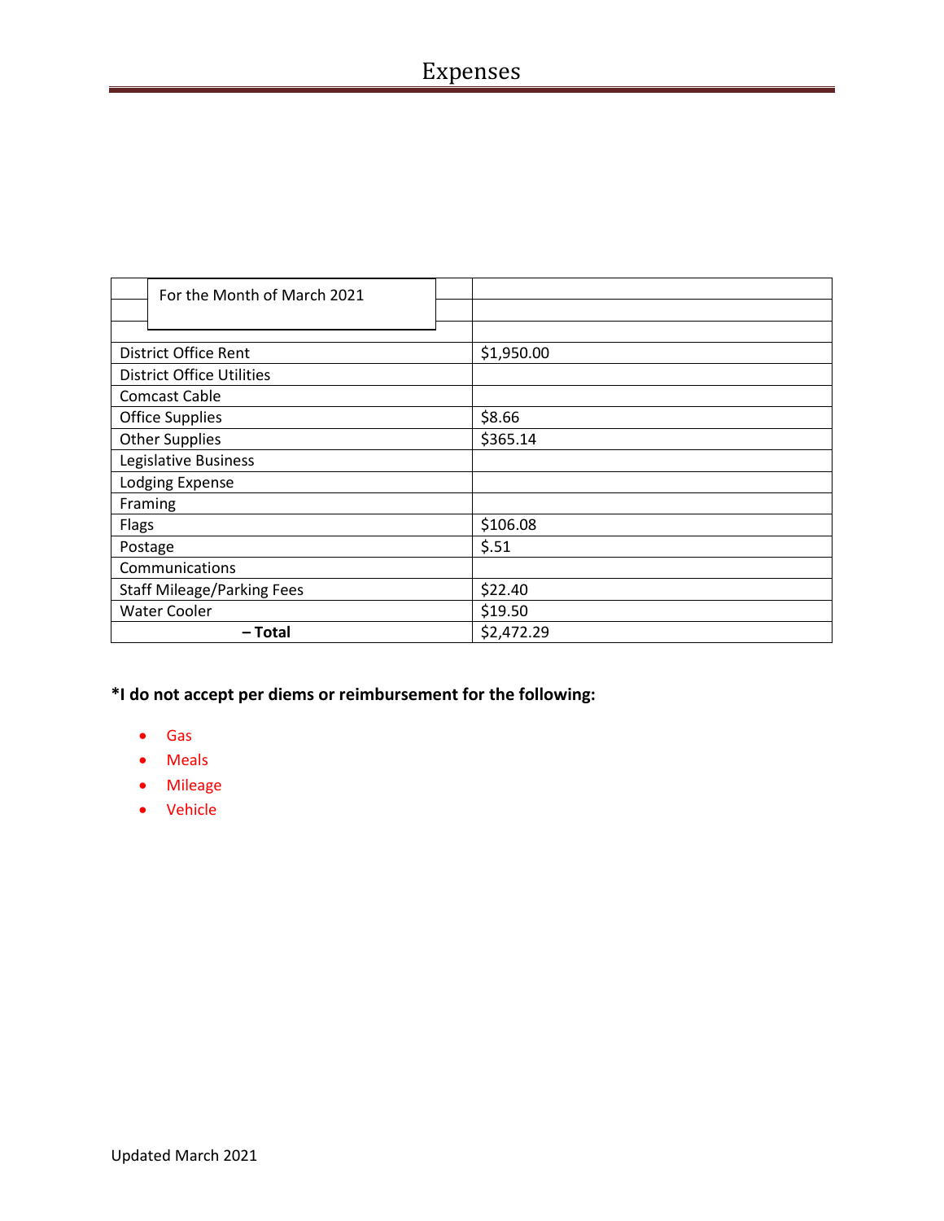# Expenses

| For the Month of March 2021 | |
|---|---|
| | |
| District Office Rent | $1,950.00 |
| District Office Utilities | |
| Comcast Cable | |
| Office Supplies | $8.66 |
| Other Supplies | $365.14 |
| Legislative Business | |
| Lodging Expense | |
| Framing | |
| Flags | $106.08 |
| Postage | $.51 |
| Communications | |
| Staff Mileage/Parking Fees | $22.40 |
| Water Cooler | $19.50 |
| **– Total** | $2,472.29 |

**\*I do not accept per diems or reimbursement for the following:**

- Gas
- Meals
- Mileage
- Vehicle

Updated March 2021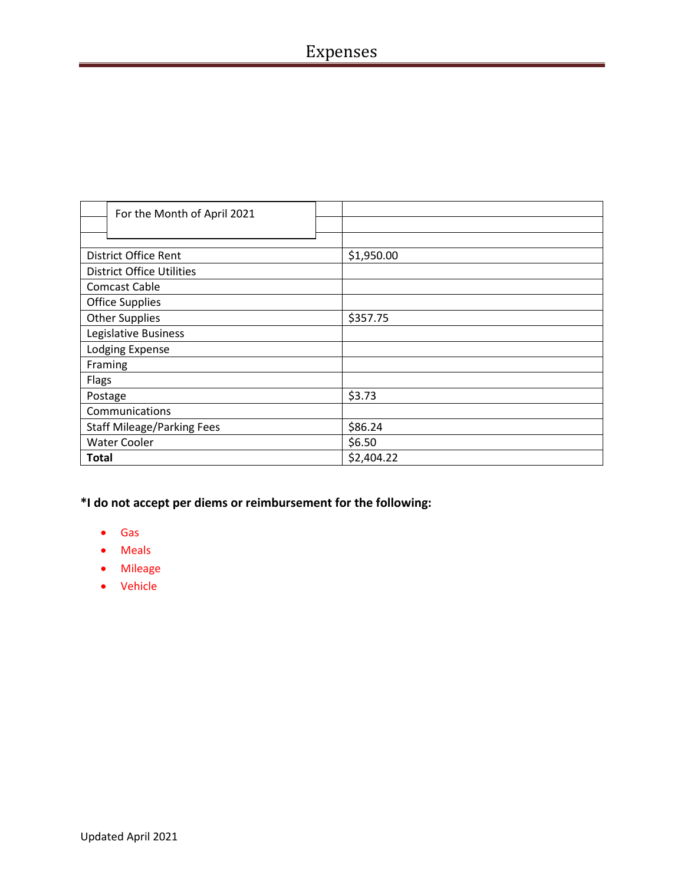# Expenses

| For the Month of April 2021 | |
|---|---|
| District Office Rent | $1,950.00 |
| District Office Utilities | |
| Comcast Cable | |
| Office Supplies | |
| Other Supplies | $357.75 |
| Legislative Business | |
| Lodging Expense | |
| Framing | |
| Flags | |
| Postage | $3.73 |
| Communications | |
| Staff Mileage/Parking Fees | $86.24 |
| Water Cooler | $6.50 |
| **Total** | $2,404.22 |

**\*I do not accept per diems or reimbursement for the following:**

- Gas
- Meals
- Mileage
- Vehicle

Updated April 2021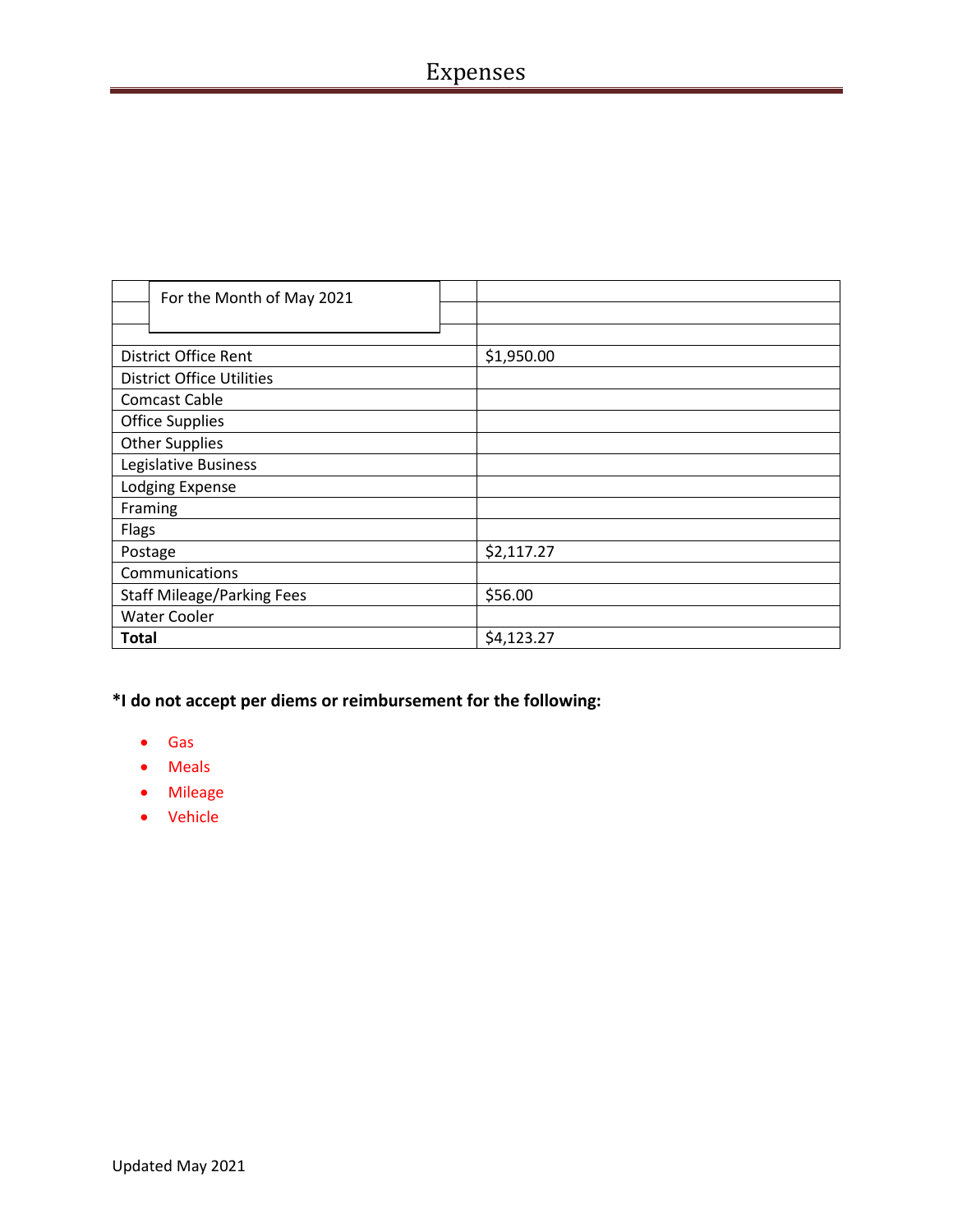# Expenses

| For the Month of May 2021 | |
|---|---|
| District Office Rent | $1,950.00 |
| District Office Utilities | |
| Comcast Cable | |
| Office Supplies | |
| Other Supplies | |
| Legislative Business | |
| Lodging Expense | |
| Framing | |
| Flags | |
| Postage | $2,117.27 |
| Communications | |
| Staff Mileage/Parking Fees | $56.00 |
| Water Cooler | |
| **Total** | $4,123.27 |

**\*I do not accept per diems or reimbursement for the following:**

- Gas
- Meals
- Mileage
- Vehicle

Updated May 2021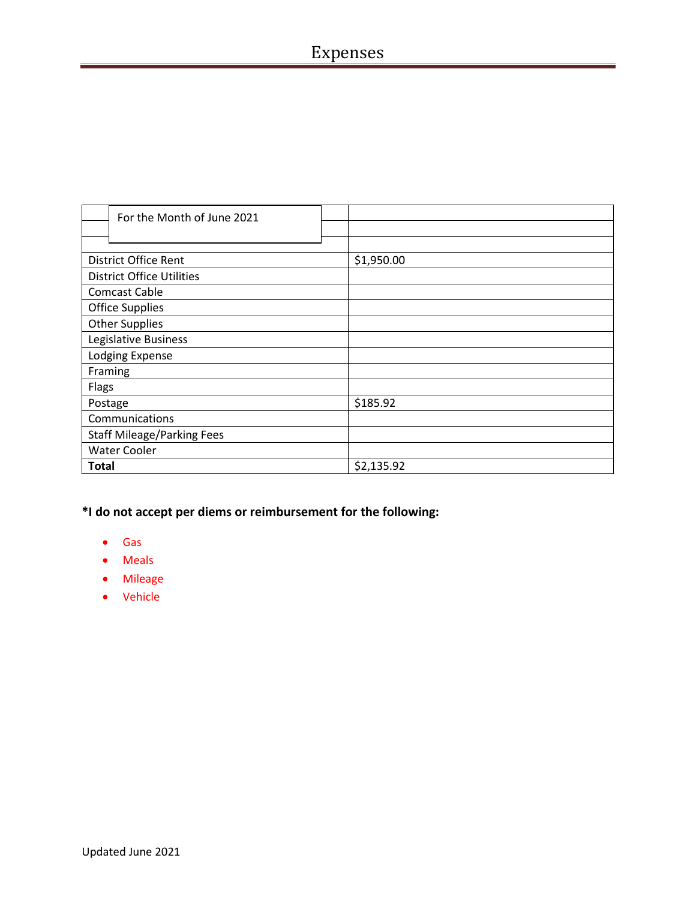# Expenses

| For the Month of June 2021 | |
|---|---|
| District Office Rent | $1,950.00 |
| District Office Utilities | |
| Comcast Cable | |
| Office Supplies | |
| Other Supplies | |
| Legislative Business | |
| Lodging Expense | |
| Framing | |
| Flags | |
| Postage | $185.92 |
| Communications | |
| Staff Mileage/Parking Fees | |
| Water Cooler | |
| **Total** | $2,135.92 |

**\*I do not accept per diems or reimbursement for the following:**

- Gas
- Meals
- Mileage
- Vehicle

Updated June 2021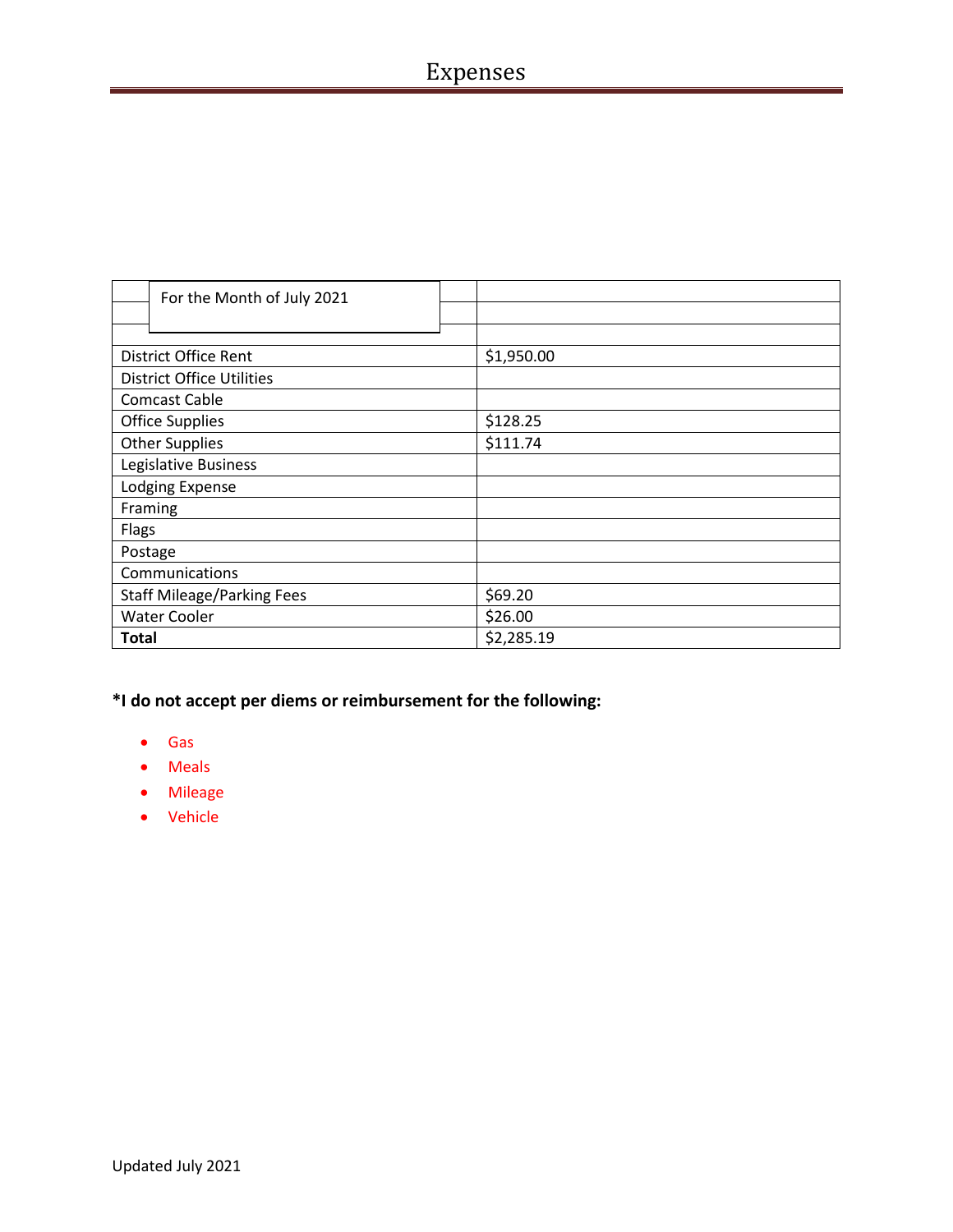# Expenses

| For the Month of July 2021 | |
|---|---|
| District Office Rent | $1,950.00 |
| District Office Utilities | |
| Comcast Cable | |
| Office Supplies | $128.25 |
| Other Supplies | $111.74 |
| Legislative Business | |
| Lodging Expense | |
| Framing | |
| Flags | |
| Postage | |
| Communications | |
| Staff Mileage/Parking Fees | $69.20 |
| Water Cooler | $26.00 |
| **Total** | $2,285.19 |

**\*I do not accept per diems or reimbursement for the following:**

- Gas
- Meals
- Mileage
- Vehicle

Updated July 2021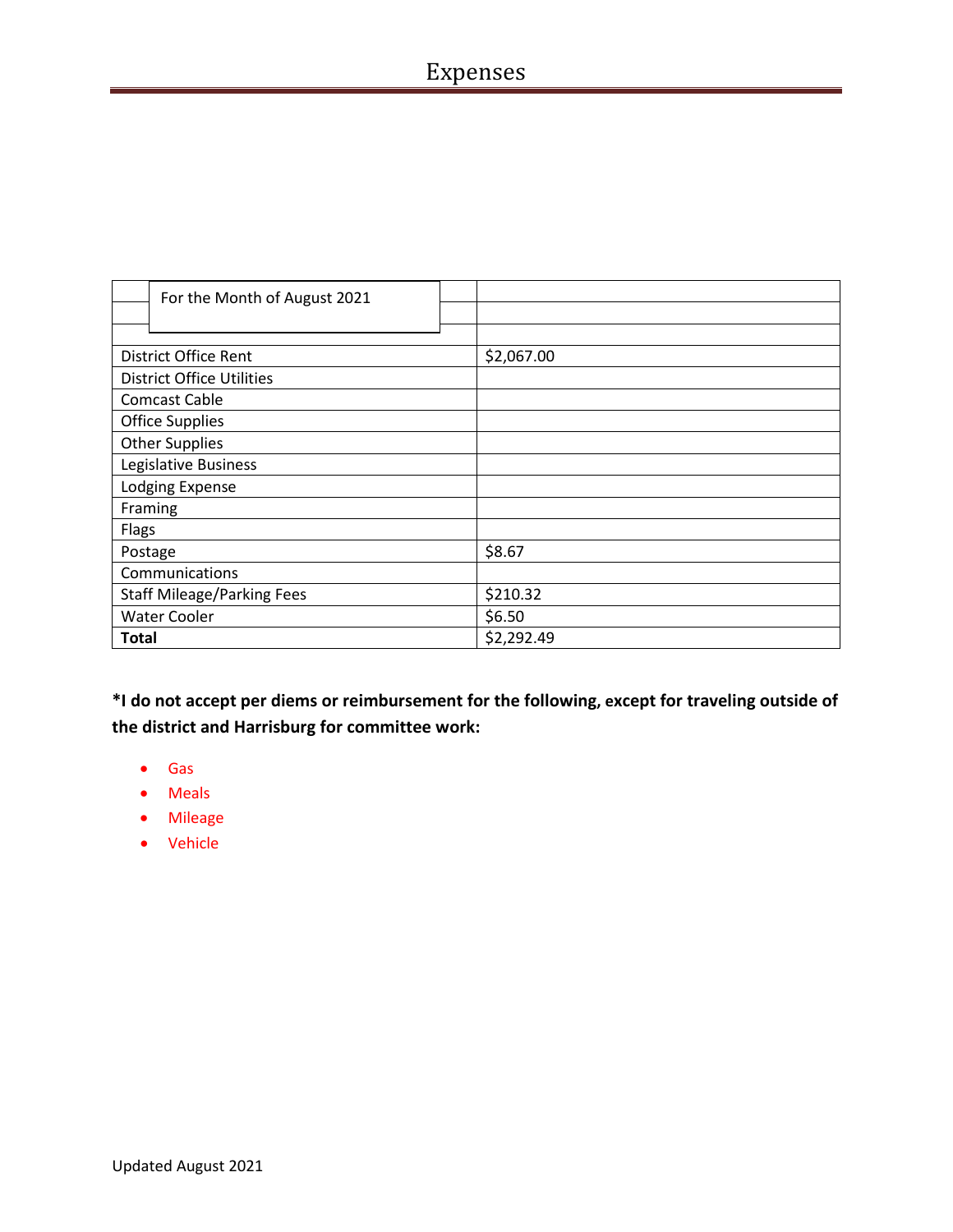# Expenses

| For the Month of August 2021 | |
|---|---|
| District Office Rent | $2,067.00 |
| District Office Utilities | |
| Comcast Cable | |
| Office Supplies | |
| Other Supplies | |
| Legislative Business | |
| Lodging Expense | |
| Framing | |
| Flags | |
| Postage | $8.67 |
| Communications | |
| Staff Mileage/Parking Fees | $210.32 |
| Water Cooler | $6.50 |
| **Total** | $2,292.49 |

**\*I do not accept per diems or reimbursement for the following, except for traveling outside of the district and Harrisburg for committee work:**

- Gas
- Meals
- Mileage
- Vehicle

Updated August 2021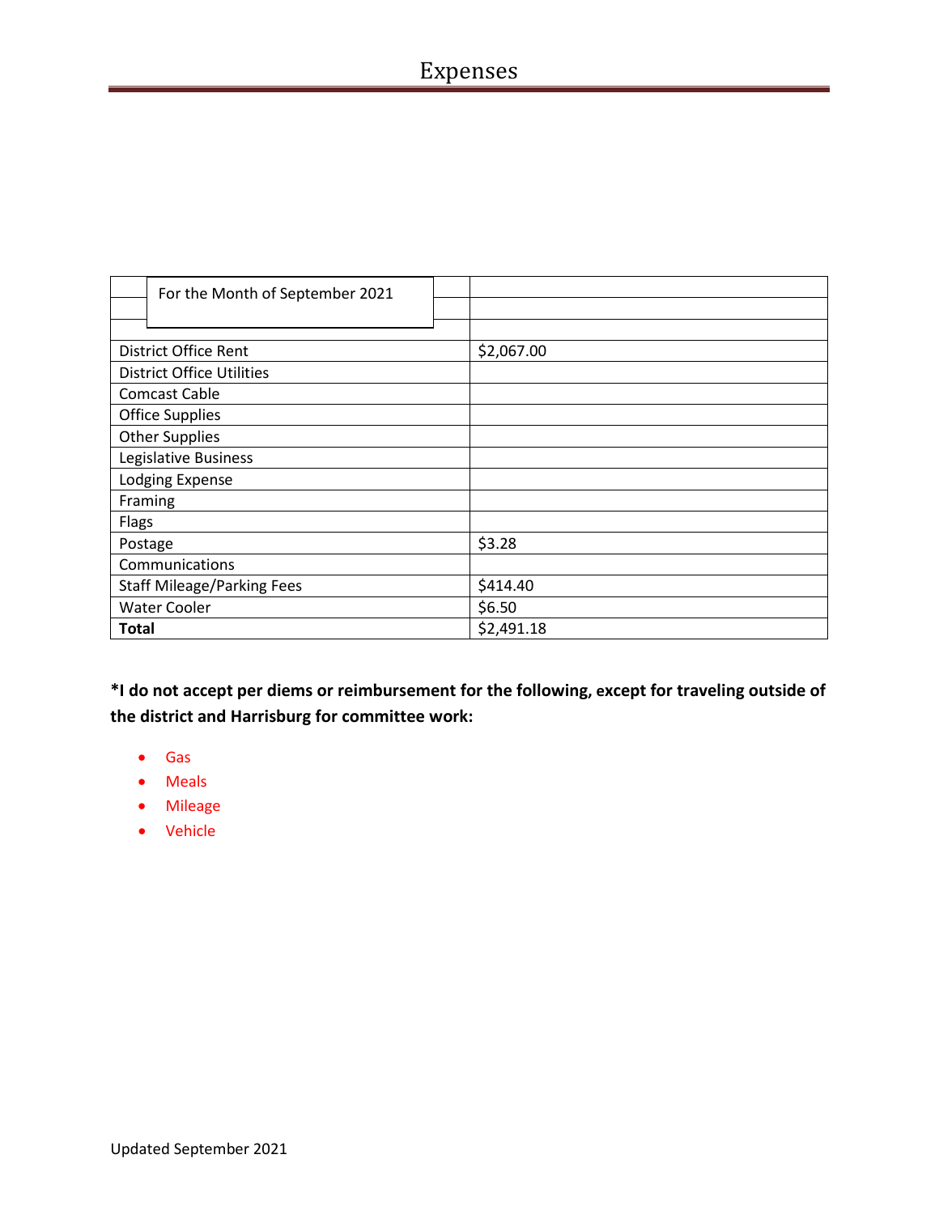# Expenses

| For the Month of September 2021 | |
|---|---|
| District Office Rent | $2,067.00 |
| District Office Utilities | |
| Comcast Cable | |
| Office Supplies | |
| Other Supplies | |
| Legislative Business | |
| Lodging Expense | |
| Framing | |
| Flags | |
| Postage | $3.28 |
| Communications | |
| Staff Mileage/Parking Fees | $414.40 |
| Water Cooler | $6.50 |
| **Total** | $2,491.18 |

**\*I do not accept per diems or reimbursement for the following, except for traveling outside of the district and Harrisburg for committee work:**

- Gas
- Meals
- Mileage
- Vehicle

Updated September 2021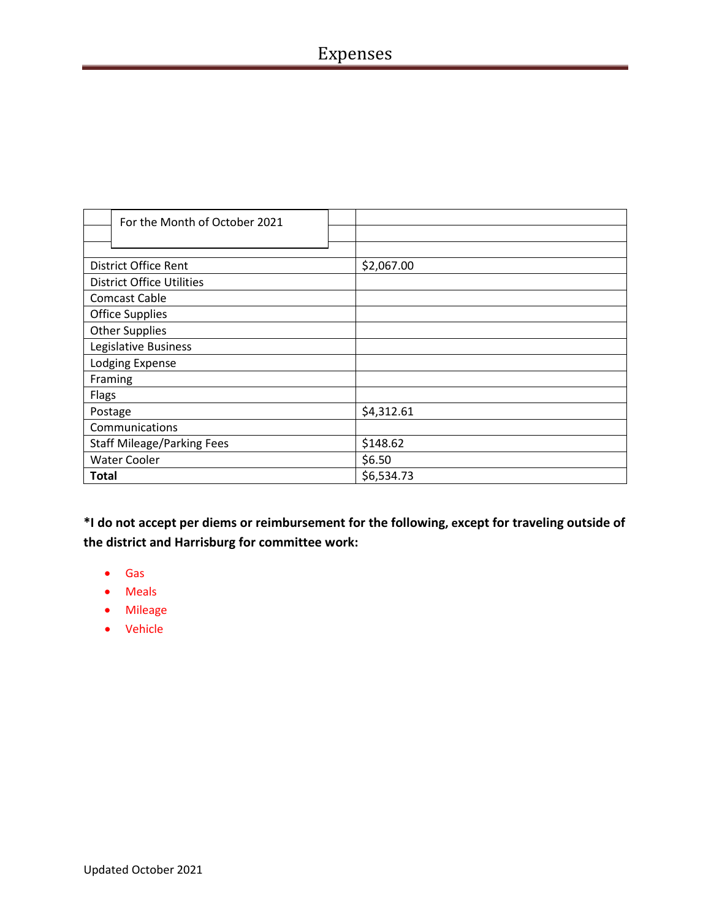# Expenses

| For the Month of October 2021 | |
|---|---|
| District Office Rent | $2,067.00 |
| District Office Utilities | |
| Comcast Cable | |
| Office Supplies | |
| Other Supplies | |
| Legislative Business | |
| Lodging Expense | |
| Framing | |
| Flags | |
| Postage | $4,312.61 |
| Communications | |
| Staff Mileage/Parking Fees | $148.62 |
| Water Cooler | $6.50 |
| **Total** | $6,534.73 |

**\*I do not accept per diems or reimbursement for the following, except for traveling outside of the district and Harrisburg for committee work:**

- Gas
- Meals
- Mileage
- Vehicle

Updated October 2021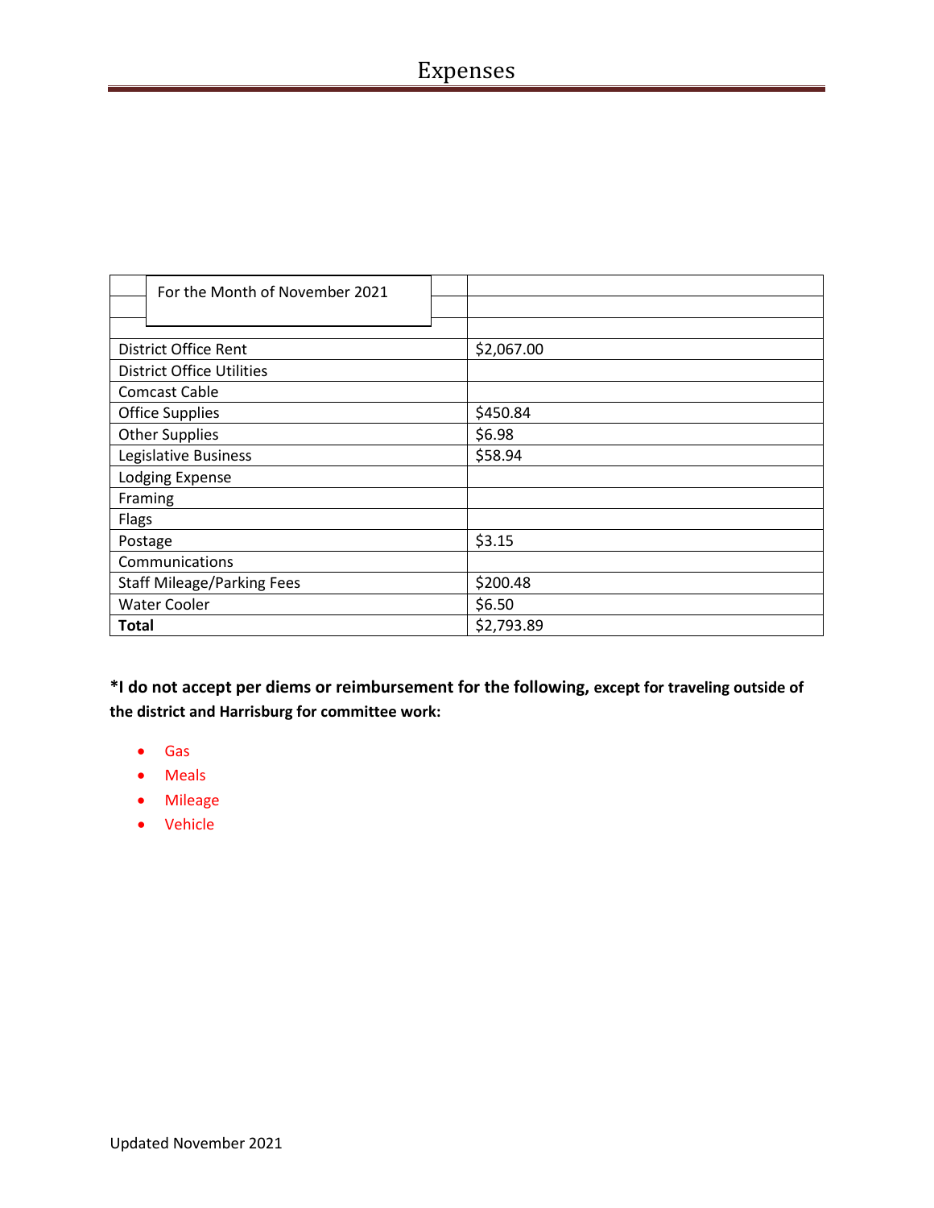# Expenses

| For the Month of November 2021 | |
|---|---|
| District Office Rent | $2,067.00 |
| District Office Utilities | |
| Comcast Cable | |
| Office Supplies | $450.84 |
| Other Supplies | $6.98 |
| Legislative Business | $58.94 |
| Lodging Expense | |
| Framing | |
| Flags | |
| Postage | $3.15 |
| Communications | |
| Staff Mileage/Parking Fees | $200.48 |
| Water Cooler | $6.50 |
| **Total** | $2,793.89 |

**\*I do not accept per diems or reimbursement for the following, except for traveling outside of the district and Harrisburg for committee work:**

- Gas
- Meals
- Mileage
- Vehicle

Updated November 2021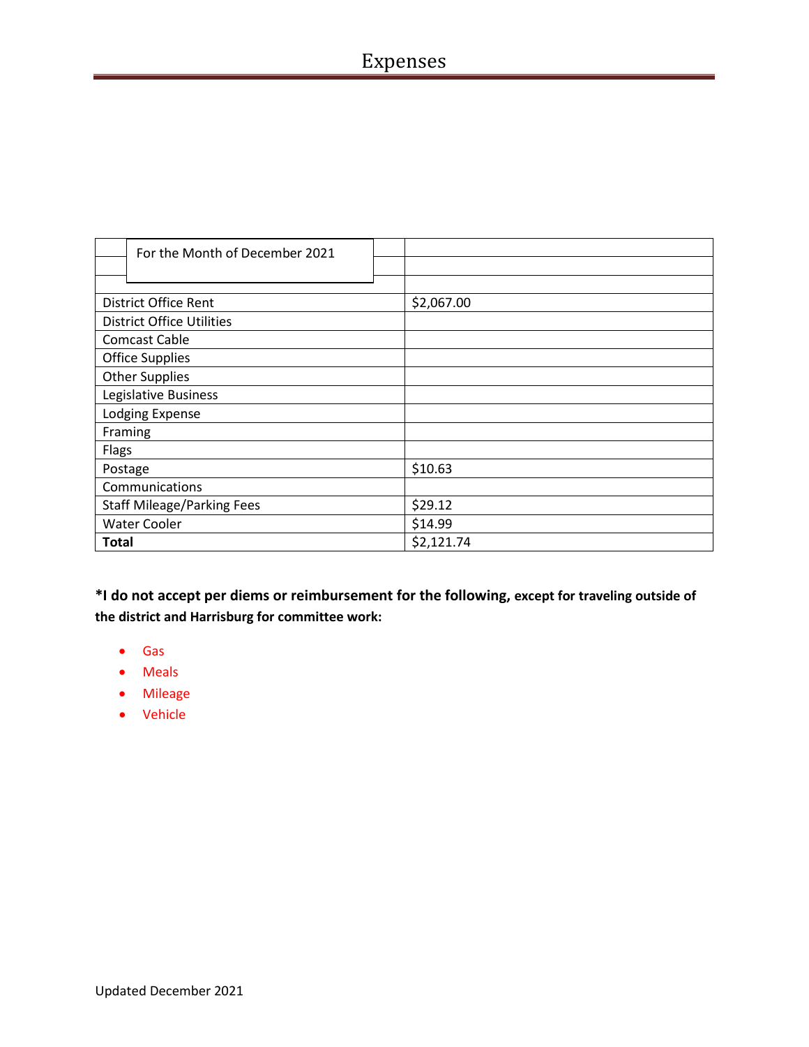# Expenses

| For the Month of December 2021 | |
|---|---|
| District Office Rent | $2,067.00 |
| District Office Utilities | |
| Comcast Cable | |
| Office Supplies | |
| Other Supplies | |
| Legislative Business | |
| Lodging Expense | |
| Framing | |
| Flags | |
| Postage | $10.63 |
| Communications | |
| Staff Mileage/Parking Fees | $29.12 |
| Water Cooler | $14.99 |
| **Total** | $2,121.74 |

**\*I do not accept per diems or reimbursement for the following, except for traveling outside of the district and Harrisburg for committee work:**

- Gas
- Meals
- Mileage
- Vehicle

Updated December 2021